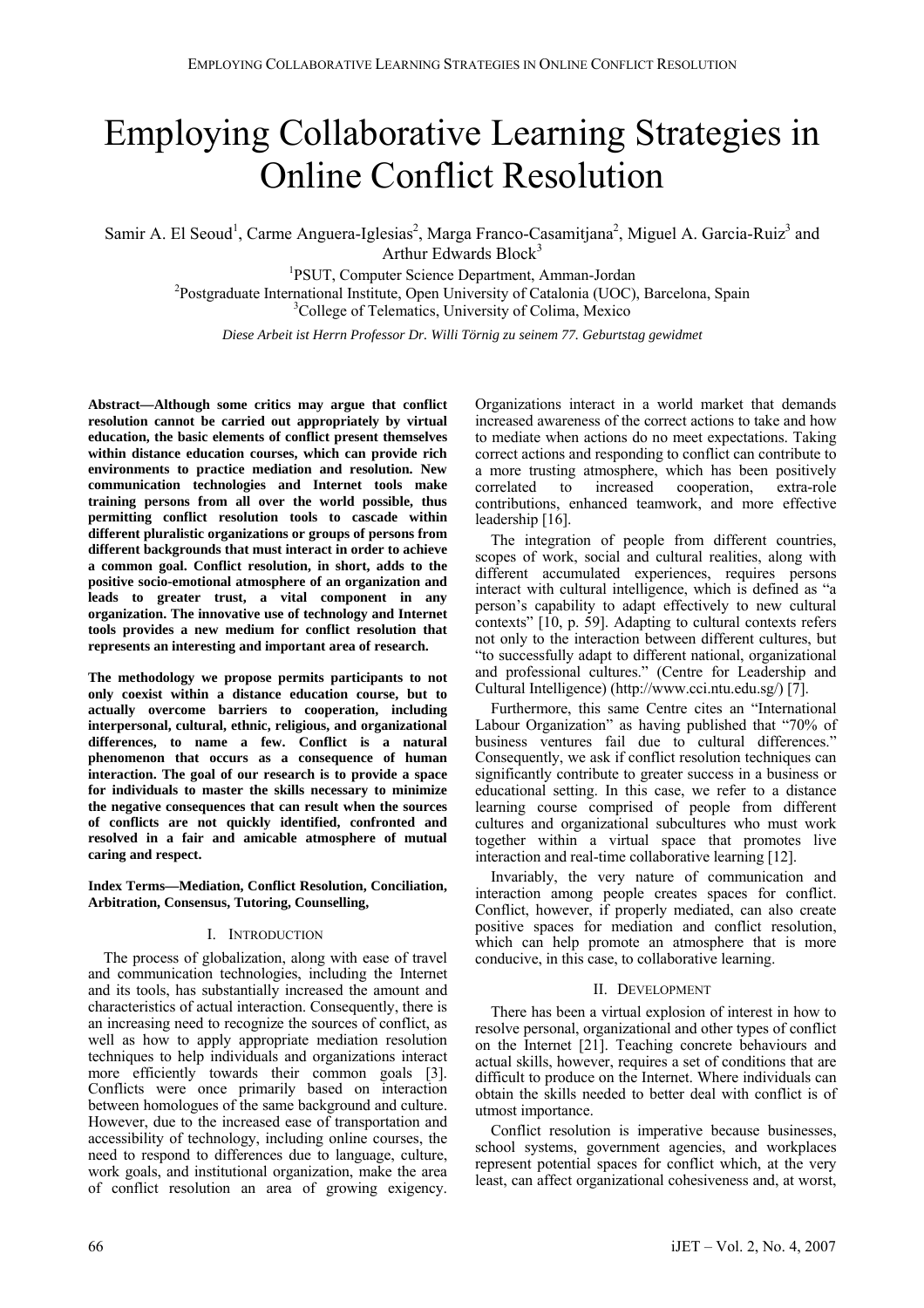# Employing Collaborative Learning Strategies in Online Conflict Resolution

Samir A. El Seoud[1], Carme Anguera-Iglesias[2], Marga Franco-Casamitjana[2], Miguel A. Garcia-Ruiz[3] and Arthur Edwards Block[3]

[1]PSUT, Computer Science Department, Amman-Jordan

[2]Postgraduate International Institute, Open University of Catalonia (UOC), Barcelona, Spain

[3]College of Telematics, University of Colima, Mexico

*Diese Arbeit ist Herrn Professor Dr. Willi Törnig zu seinem 77. Geburtstag gewidmet*

**Abstract—Although some critics may argue that conflict resolution cannot be carried out appropriately by virtual education, the basic elements of conflict present themselves within distance education courses, which can provide rich environments to practice mediation and resolution. New communication technologies and Internet tools make training persons from all over the world possible, thus permitting conflict resolution tools to cascade within different pluralistic organizations or groups of persons from different backgrounds that must interact in order to achieve a common goal. Conflict resolution, in short, adds to the positive socio-emotional atmosphere of an organization and leads to greater trust, a vital component in any organization. The innovative use of technology and Internet tools provides a new medium for conflict resolution that represents an interesting and important area of research.**

**The methodology we propose permits participants to not only coexist within a distance education course, but to actually overcome barriers to cooperation, including interpersonal, cultural, ethnic, religious, and organizational differences, to name a few. Conflict is a natural phenomenon that occurs as a consequence of human interaction. The goal of our research is to provide a space for individuals to master the skills necessary to minimize the negative consequences that can result when the sources of conflicts are not quickly identified, confronted and resolved in a fair and amicable atmosphere of mutual caring and respect.**

**Index Terms—Mediation, Conflict Resolution, Conciliation, Arbitration, Consensus, Tutoring, Counselling,**

## I. Introduction

The process of globalization, along with ease of travel and communication technologies, including the Internet and its tools, has substantially increased the amount and characteristics of actual interaction. Consequently, there is an increasing need to recognize the sources of conflict, as well as how to apply appropriate mediation resolution techniques to help individuals and organizations interact more efficiently towards their common goals [3]. Conflicts were once primarily based on interaction between homologues of the same background and culture. However, due to the increased ease of transportation and accessibility of technology, including online courses, the need to respond to differences due to language, culture, work goals, and institutional organization, make the area of conflict resolution an area of growing exigency. Organizations interact in a world market that demands increased awareness of the correct actions to take and how to mediate when actions do no meet expectations. Taking correct actions and responding to conflict can contribute to a more trusting atmosphere, which has been positively correlated to increased cooperation, extra-role contributions, enhanced teamwork, and more effective leadership [16].

The integration of people from different countries, scopes of work, social and cultural realities, along with different accumulated experiences, requires persons interact with cultural intelligence, which is defined as "a person's capability to adapt effectively to new cultural contexts" [10, p. 59]. Adapting to cultural contexts refers not only to the interaction between different cultures, but "to successfully adapt to different national, organizational and professional cultures." (Centre for Leadership and Cultural Intelligence) (http://www.cci.ntu.edu.sg/) [7].

Furthermore, this same Centre cites an "International Labour Organization" as having published that "70% of business ventures fail due to cultural differences." Consequently, we ask if conflict resolution techniques can significantly contribute to greater success in a business or educational setting. In this case, we refer to a distance learning course comprised of people from different cultures and organizational subcultures who must work together within a virtual space that promotes live interaction and real-time collaborative learning [12].

Invariably, the very nature of communication and interaction among people creates spaces for conflict. Conflict, however, if properly mediated, can also create positive spaces for mediation and conflict resolution, which can help promote an atmosphere that is more conducive, in this case, to collaborative learning.

## II. Development

There has been a virtual explosion of interest in how to resolve personal, organizational and other types of conflict on the Internet [21]. Teaching concrete behaviours and actual skills, however, requires a set of conditions that are difficult to produce on the Internet. Where individuals can obtain the skills needed to better deal with conflict is of utmost importance.

Conflict resolution is imperative because businesses, school systems, government agencies, and workplaces represent potential spaces for conflict which, at the very least, can affect organizational cohesiveness and, at worst,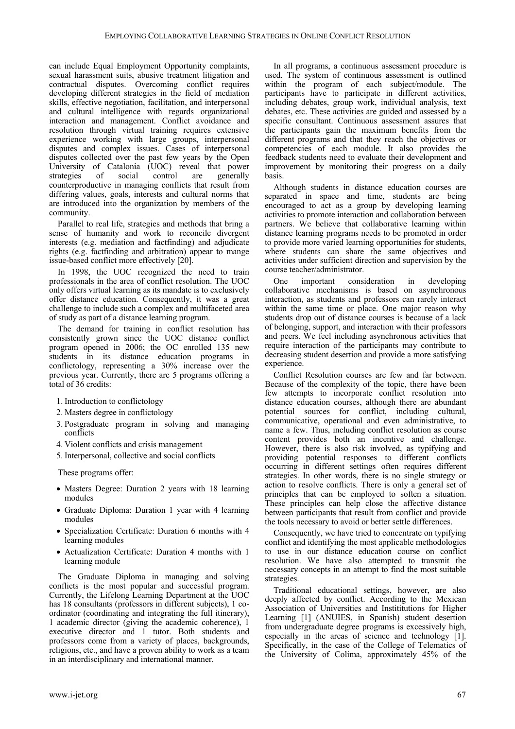can include Equal Employment Opportunity complaints, sexual harassment suits, abusive treatment litigation and contractual disputes. Overcoming conflict requires developing different strategies in the field of mediation skills, effective negotiation, facilitation, and interpersonal and cultural intelligence with regards organizational interaction and management. Conflict avoidance and resolution through virtual training requires extensive experience working with large groups, interpersonal disputes and complex issues. Cases of interpersonal disputes collected over the past few years by the Open University of Catalonia (UOC) reveal that power strategies of social control are generally counterproductive in managing conflicts that result from differing values, goals, interests and cultural norms that are introduced into the organization by members of the community.

Parallel to real life, strategies and methods that bring a sense of humanity and work to reconcile divergent interests (e.g. mediation and factfinding) and adjudicate rights (e.g. factfinding and arbitration) appear to mange issue-based conflict more effectively [20].

In 1998, the UOC recognized the need to train professionals in the area of conflict resolution. The UOC only offers virtual learning as its mandate is to exclusively offer distance education. Consequently, it was a great challenge to include such a complex and multifaceted area of study as part of a distance learning program.

The demand for training in conflict resolution has consistently grown since the UOC distance conflict program opened in 2006; the OC enrolled 135 new students in its distance education programs in conflictology, representing a 30% increase over the previous year. Currently, there are 5 programs offering a total of 36 credits:

1. Introduction to conflictology
2. Masters degree in conflictology
3. Postgraduate program in solving and managing conflicts
4. Violent conflicts and crisis management
5. Interpersonal, collective and social conflicts

These programs offer:

- Masters Degree: Duration 2 years with 18 learning modules
- Graduate Diploma: Duration 1 year with 4 learning modules
- Specialization Certificate: Duration 6 months with 4 learning modules
- Actualization Certificate: Duration 4 months with 1 learning module

The Graduate Diploma in managing and solving conflicts is the most popular and successful program. Currently, the Lifelong Learning Department at the UOC has 18 consultants (professors in different subjects), 1 co-ordinator (coordinating and integrating the full itinerary), 1 academic director (giving the academic coherence), 1 executive director and 1 tutor. Both students and professors come from a variety of places, backgrounds, religions, etc., and have a proven ability to work as a team in an interdisciplinary and international manner.

In all programs, a continuous assessment procedure is used. The system of continuous assessment is outlined within the program of each subject/module. The participants have to participate in different activities, including debates, group work, individual analysis, text debates, etc. These activities are guided and assessed by a specific consultant. Continuous assessment assures that the participants gain the maximum benefits from the different programs and that they reach the objectives or competencies of each module. It also provides the feedback students need to evaluate their development and improvement by monitoring their progress on a daily basis.

Although students in distance education courses are separated in space and time, students are being encouraged to act as a group by developing learning activities to promote interaction and collaboration between partners. We believe that collaborative learning within distance learning programs needs to be promoted in order to provide more varied learning opportunities for students, where students can share the same objectives and activities under sufficient direction and supervision by the course teacher/administrator.

One important consideration in developing collaborative mechanisms is based on asynchronous interaction, as students and professors can rarely interact within the same time or place. One major reason why students drop out of distance courses is because of a lack of belonging, support, and interaction with their professors and peers. We feel including asynchronous activities that require interaction of the participants may contribute to decreasing student desertion and provide a more satisfying experience.

Conflict Resolution courses are few and far between. Because of the complexity of the topic, there have been few attempts to incorporate conflict resolution into distance education courses, although there are abundant potential sources for conflict, including cultural, communicative, operational and even administrative, to name a few. Thus, including conflict resolution as course content provides both an incentive and challenge. However, there is also risk involved, as typifying and providing potential responses to different conflicts occurring in different settings often requires different strategies. In other words, there is no single strategy or action to resolve conflicts. There is only a general set of principles that can be employed to soften a situation. These principles can help close the affective distance between participants that result from conflict and provide the tools necessary to avoid or better settle differences.

Consequently, we have tried to concentrate on typifying conflict and identifying the most applicable methodologies to use in our distance education course on conflict resolution. We have also attempted to transmit the necessary concepts in an attempt to find the most suitable strategies.

Traditional educational settings, however, are also deeply affected by conflict. According to the Mexican Association of Universities and Instititutions for Higher Learning [1] (ANUIES, in Spanish) student desertion from undergraduate degree programs is excessively high, especially in the areas of science and technology [1]. Specifically, in the case of the College of Telematics of the University of Colima, approximately 45% of the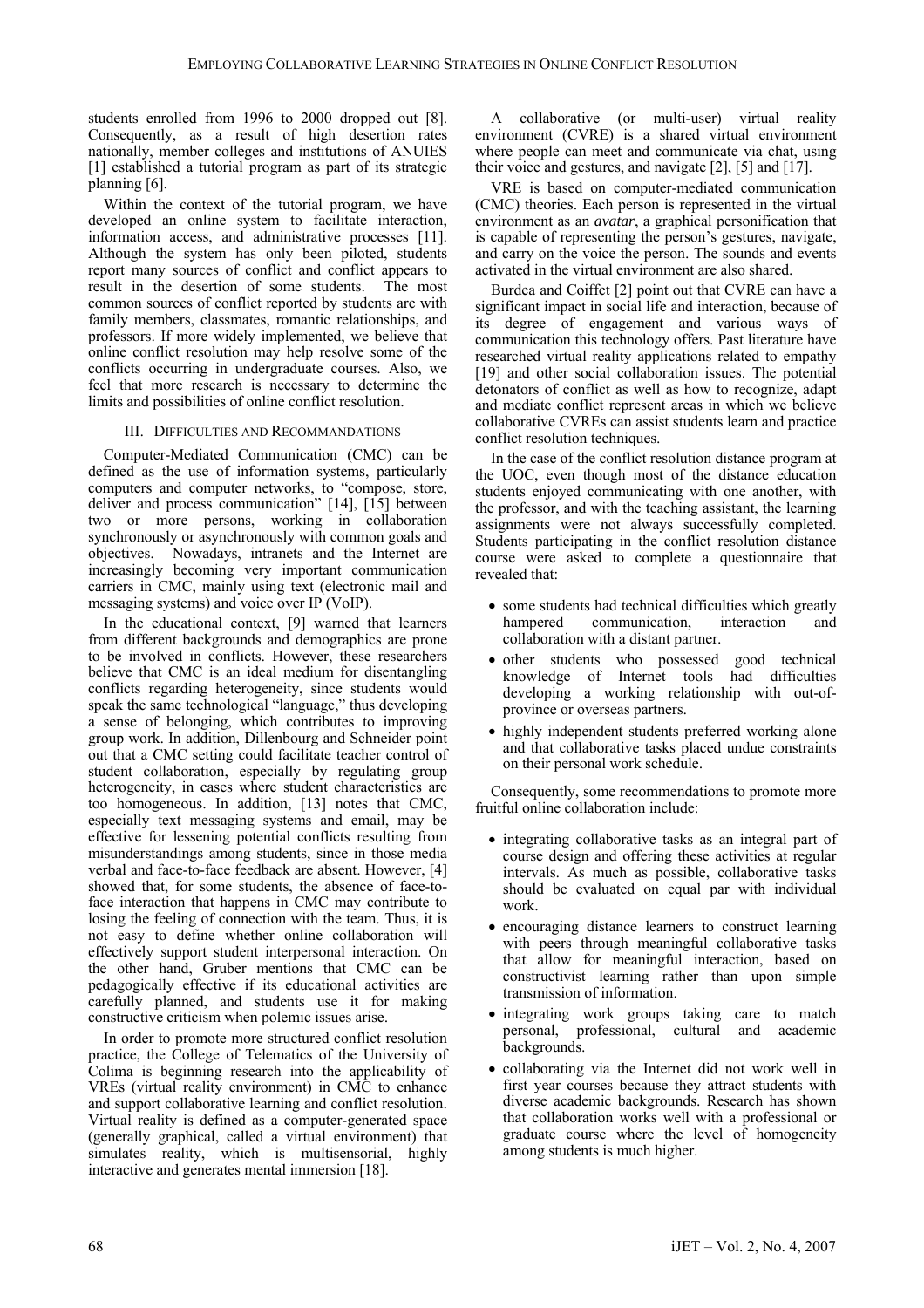students enrolled from 1996 to 2000 dropped out [8]. Consequently, as a result of high desertion rates nationally, member colleges and institutions of ANUIES [1] established a tutorial program as part of its strategic planning [6].

Within the context of the tutorial program, we have developed an online system to facilitate interaction, information access, and administrative processes [11]. Although the system has only been piloted, students report many sources of conflict and conflict appears to result in the desertion of some students. The most common sources of conflict reported by students are with family members, classmates, romantic relationships, and professors. If more widely implemented, we believe that online conflict resolution may help resolve some of the conflicts occurring in undergraduate courses. Also, we feel that more research is necessary to determine the limits and possibilities of online conflict resolution.

## III. Difficulties and Recommandations

Computer-Mediated Communication (CMC) can be defined as the use of information systems, particularly computers and computer networks, to "compose, store, deliver and process communication" [14], [15] between two or more persons, working in collaboration synchronously or asynchronously with common goals and objectives. Nowadays, intranets and the Internet are increasingly becoming very important communication carriers in CMC, mainly using text (electronic mail and messaging systems) and voice over IP (VoIP).

In the educational context, [9] warned that learners from different backgrounds and demographics are prone to be involved in conflicts. However, these researchers believe that CMC is an ideal medium for disentangling conflicts regarding heterogeneity, since students would speak the same technological "language," thus developing a sense of belonging, which contributes to improving group work. In addition, Dillenbourg and Schneider point out that a CMC setting could facilitate teacher control of student collaboration, especially by regulating group heterogeneity, in cases where student characteristics are too homogeneous. In addition, [13] notes that CMC, especially text messaging systems and email, may be effective for lessening potential conflicts resulting from misunderstandings among students, since in those media verbal and face-to-face feedback are absent. However, [4] showed that, for some students, the absence of face-to-face interaction that happens in CMC may contribute to losing the feeling of connection with the team. Thus, it is not easy to define whether online collaboration will effectively support student interpersonal interaction. On the other hand, Gruber mentions that CMC can be pedagogically effective if its educational activities are carefully planned, and students use it for making constructive criticism when polemic issues arise.

In order to promote more structured conflict resolution practice, the College of Telematics of the University of Colima is beginning research into the applicability of VREs (virtual reality environment) in CMC to enhance and support collaborative learning and conflict resolution. Virtual reality is defined as a computer-generated space (generally graphical, called a virtual environment) that simulates reality, which is multisensorial, highly interactive and generates mental immersion [18].

A collaborative (or multi-user) virtual reality environment (CVRE) is a shared virtual environment where people can meet and communicate via chat, using their voice and gestures, and navigate [2], [5] and [17].

VRE is based on computer-mediated communication (CMC) theories. Each person is represented in the virtual environment as an *avatar*, a graphical personification that is capable of representing the person's gestures, navigate, and carry on the voice the person. The sounds and events activated in the virtual environment are also shared.

Burdea and Coiffet [2] point out that CVRE can have a significant impact in social life and interaction, because of its degree of engagement and various ways of communication this technology offers. Past literature have researched virtual reality applications related to empathy [19] and other social collaboration issues. The potential detonators of conflict as well as how to recognize, adapt and mediate conflict represent areas in which we believe collaborative CVREs can assist students learn and practice conflict resolution techniques.

In the case of the conflict resolution distance program at the UOC, even though most of the distance education students enjoyed communicating with one another, with the professor, and with the teaching assistant, the learning assignments were not always successfully completed. Students participating in the conflict resolution distance course were asked to complete a questionnaire that revealed that:

- some students had technical difficulties which greatly hampered communication, interaction and collaboration with a distant partner.
- other students who possessed good technical knowledge of Internet tools had difficulties developing a working relationship with out-of-province or overseas partners.
- highly independent students preferred working alone and that collaborative tasks placed undue constraints on their personal work schedule.

Consequently, some recommendations to promote more fruitful online collaboration include:

- integrating collaborative tasks as an integral part of course design and offering these activities at regular intervals. As much as possible, collaborative tasks should be evaluated on equal par with individual work.
- encouraging distance learners to construct learning with peers through meaningful collaborative tasks that allow for meaningful interaction, based on constructivist learning rather than upon simple transmission of information.
- integrating work groups taking care to match personal, professional, cultural and academic backgrounds.
- collaborating via the Internet did not work well in first year courses because they attract students with diverse academic backgrounds. Research has shown that collaboration works well with a professional or graduate course where the level of homogeneity among students is much higher.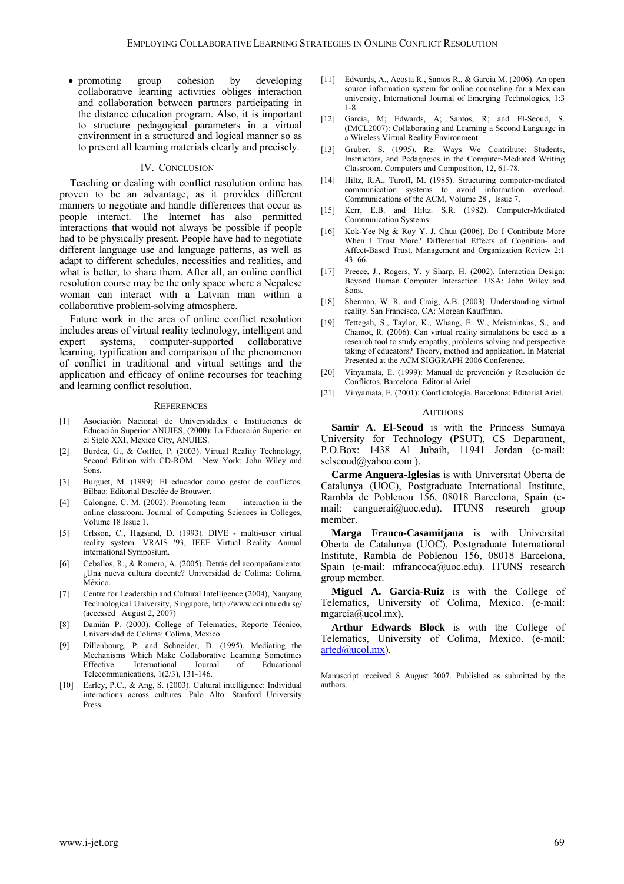- promoting group cohesion by developing collaborative learning activities obliges interaction and collaboration between partners participating in the distance education program. Also, it is important to structure pedagogical parameters in a virtual environment in a structured and logical manner so as to present all learning materials clearly and precisely.

## IV. Conclusion

Teaching or dealing with conflict resolution online has proven to be an advantage, as it provides different manners to negotiate and handle differences that occur as people interact. The Internet has also permitted interactions that would not always be possible if people had to be physically present. People have had to negotiate different language use and language patterns, as well as adapt to different schedules, necessities and realities, and what is better, to share them. After all, an online conflict resolution course may be the only space where a Nepalese woman can interact with a Latvian man within a collaborative problem-solving atmosphere.

Future work in the area of online conflict resolution includes areas of virtual reality technology, intelligent and expert systems, computer-supported collaborative learning, typification and comparison of the phenomenon of conflict in traditional and virtual settings and the application and efficacy of online recourses for teaching and learning conflict resolution.

## References

[1] Asociación Nacional de Universidades e Instituciones de Educación Superior ANUIES, (2000): La Educación Superior en el Siglo XXI, Mexico City, ANUIES.

[2] Burdea, G., & Coiffet, P. (2003). Virtual Reality Technology, Second Edition with CD-ROM. New York: John Wiley and Sons.

[3] Burguet, M. (1999): El educador como gestor de conflictos. Bilbao: Editorial Desclée de Brouwer.

[4] Calongne, C. M. (2002). Promoting team interaction in the online classroom. Journal of Computing Sciences in Colleges, Volume 18 Issue 1.

[5] Crlsson, C., Hagsand, D. (1993). DIVE - multi-user virtual reality system. VRAIS '93, IEEE Virtual Reality Annual international Symposium.

[6] Ceballos, R., & Romero, A. (2005). Detrás del acompañamiento: ¿Una nueva cultura docente? Universidad de Colima: Colima, México.

[7] Centre for Leadership and Cultural Intelligence (2004), Nanyang Technological University, Singapore, http://www.cci.ntu.edu.sg/ (accessed August 2, 2007)

[8] Damián P. (2000). College of Telematics, Reporte Técnico, Universidad de Colima: Colima, Mexico

[9] Dillenbourg, P. and Schneider, D. (1995). Mediating the Mechanisms Which Make Collaborative Learning Sometimes Effective. International Journal of Educational Telecommunications, 1(2/3), 131-146.

[10] Earley, P.C., & Ang, S. (2003). Cultural intelligence: Individual interactions across cultures. Palo Alto: Stanford University Press.

[11] Edwards, A., Acosta R., Santos R., & Garcia M. (2006). An open source information system for online counseling for a Mexican university, International Journal of Emerging Technologies, 1:3 1-8.

[12] Garcia, M; Edwards, A; Santos, R; and El-Seoud, S. (IMCL2007): Collaborating and Learning a Second Language in a Wireless Virtual Reality Environment.

[13] Gruber, S. (1995). Re: Ways We Contribute: Students, Instructors, and Pedagogies in the Computer-Mediated Writing Classroom. Computers and Composition, 12, 61-78.

[14] Hiltz, R.A., Turoff, M. (1985). Structuring computer-mediated communication systems to avoid information overload. Communications of the ACM, Volume 28 , Issue 7.

[15] Kerr, E.B. and Hiltz. S.R. (1982). Computer-Mediated Communication Systems:

[16] Kok-Yee Ng & Roy Y. J. Chua (2006). Do I Contribute More When I Trust More? Differential Effects of Cognition- and Affect-Based Trust, Management and Organization Review 2:1 43–66.

[17] Preece, J., Rogers, Y. y Sharp, H. (2002). Interaction Design: Beyond Human Computer Interaction. USA: John Wiley and Sons.

[18] Sherman, W. R. and Craig, A.B. (2003). Understanding virtual reality. San Francisco, CA: Morgan Kauffman.

[19] Tettegah, S., Taylor, K., Whang, E. W., Meistninkas, S., and Chamot, R. (2006). Can virtual reality simulations be used as a research tool to study empathy, problems solving and perspective taking of educators? Theory, method and application. In Material Presented at the ACM SIGGRAPH 2006 Conference.

[20] Vinyamata, E. (1999): Manual de prevención y Resolución de Conflictos. Barcelona: Editorial Ariel.

[21] Vinyamata, E. (2001): Conflictología. Barcelona: Editorial Ariel.

## Authors

**Samir A. El-Seoud** is with the Princess Sumaya University for Technology (PSUT), CS Department, P.O.Box: 1438 Al Jubaih, 11941 Jordan (e-mail: selseoud@yahoo.com ).

**Carme Anguera-Iglesias** is with Universitat Oberta de Catalunya (UOC), Postgraduate International Institute, Rambla de Poblenou 156, 08018 Barcelona, Spain (e-mail: canguerai@uoc.edu). ITUNS research group member.

**Marga Franco-Casamitjana** is with Universitat Oberta de Catalunya (UOC), Postgraduate International Institute, Rambla de Poblenou 156, 08018 Barcelona, Spain (e-mail: mfrancoca@uoc.edu). ITUNS research group member.

**Miguel A. Garcia-Ruiz** is with the College of Telematics, University of Colima, Mexico. (e-mail: mgarcia@ucol.mx).

**Arthur Edwards Block** is with the College of Telematics, University of Colima, Mexico. (e-mail: arted@ucol.mx).

Manuscript received 8 August 2007. Published as submitted by the authors.